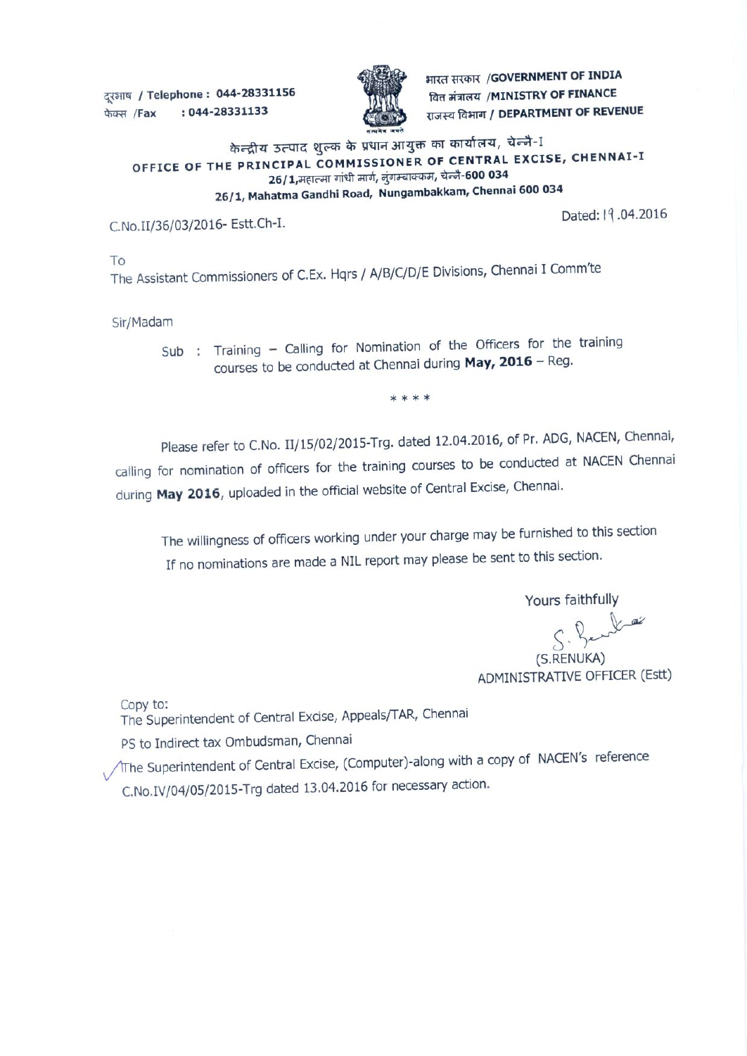दूरभाष / Telephone : 044-28331156
फेक्स /Fax : 044-28331133

भारत सरकार /GOVERNMENT OF INDIA
वित्त मंत्रालय /MINISTRY OF FINANCE
राजस्व विभाग / DEPARTMENT OF REVENUE

केन्द्रीय उत्पाद शुल्क के प्रधान आयुक्त का कार्यालय, चेन्नै-I
**OFFICE OF THE PRINCIPAL COMMISSIONER OF CENTRAL EXCISE, CHENNAI-I**
26/1,महात्मा गांधी मार्ग, नुंगम्बाक्कम, चेन्नै-600 034
**26/1, Mahatma Gandhi Road, Nungambakkam, Chennai 600 034**

C.No.II/36/03/2016- Estt.Ch-I.

Dated: 19.04.2016

To
The Assistant Commissioners of C.Ex. Hqrs / A/B/C/D/E Divisions, Chennai I Comm'te

Sir/Madam

Sub : Training – Calling for Nomination of the Officers for the training courses to be conducted at Chennai during **May, 2016** – Reg.

\* \* \* \*

Please refer to C.No. II/15/02/2015-Trg. dated 12.04.2016, of Pr. ADG, NACEN, Chennai, calling for nomination of officers for the training courses to be conducted at NACEN Chennai during **May 2016**, uploaded in the official website of Central Excise, Chennai.

The willingness of officers working under your charge may be furnished to this section If no nominations are made a NIL report may please be sent to this section.

Yours faithfully

(S.RENUKA)
ADMINISTRATIVE OFFICER (Estt)

Copy to:
The Superintendent of Central Excise, Appeals/TAR, Chennai

PS to Indirect tax Ombudsman, Chennai

The Superintendent of Central Excise, (Computer)-along with a copy of NACEN's reference C.No.IV/04/05/2015-Trg dated 13.04.2016 for necessary action.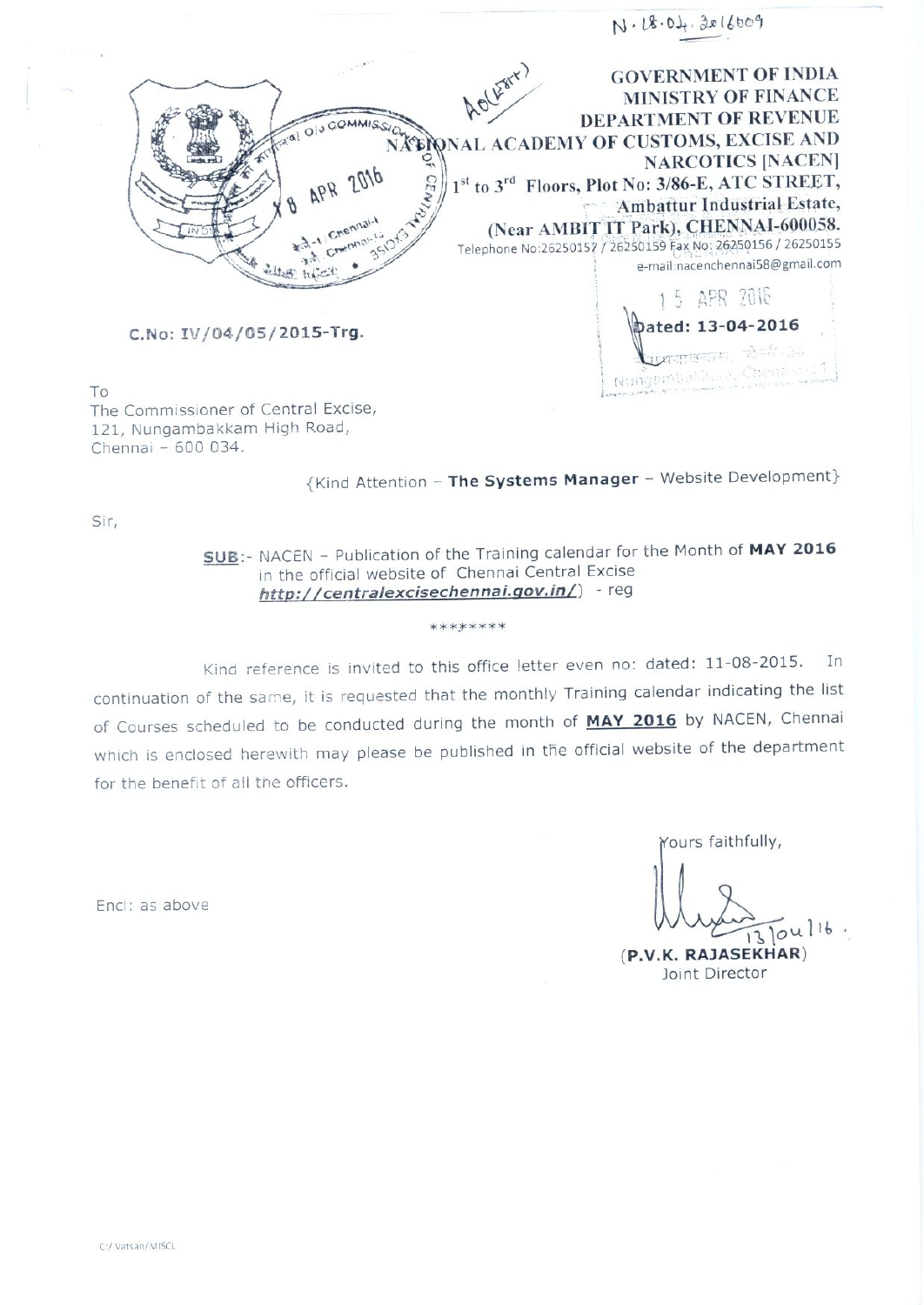N. 18.04.2016009

**GOVERNMENT OF INDIA**
**MINISTRY OF FINANCE**
**DEPARTMENT OF REVENUE**
**NATIONAL ACADEMY OF CUSTOMS, EXCISE AND NARCOTICS [NACEN]**
**1st to 3rd Floors, Plot No: 3/86-E, ATC STREET, Ambattur Industrial Estate, (Near AMBIT IT Park), CHENNAI-600058.**
Telephone No:26250157 / 26250159 Fax No: 26250156 / 26250155
e-mail:nacenchennai58@gmail.com

C.No: IV/04/05/2015-Trg.

Dated: 13-04-2016

To
The Commissioner of Central Excise,
121, Nungambakkam High Road,
Chennai – 600 034.

{Kind Attention – **The Systems Manager** – Website Development}

Sir,

**SUB**:- NACEN – Publication of the Training calendar for the Month of **MAY 2016** in the official website of Chennai Central Excise ***http://centralexcisechennai.gov.in/***) - reg

\*\*\*\*\*\*\*\*

Kind reference is invited to this office letter even no: dated: 11-08-2015. In continuation of the same, it is requested that the monthly Training calendar indicating the list of Courses scheduled to be conducted during the month of **MAY 2016** by NACEN, Chennai which is enclosed herewith may please be published in the official website of the department for the benefit of all the officers.

Yours faithfully,

13/04/16.

(**P.V.K. RAJASEKHAR**)
Joint Director

Encl: as above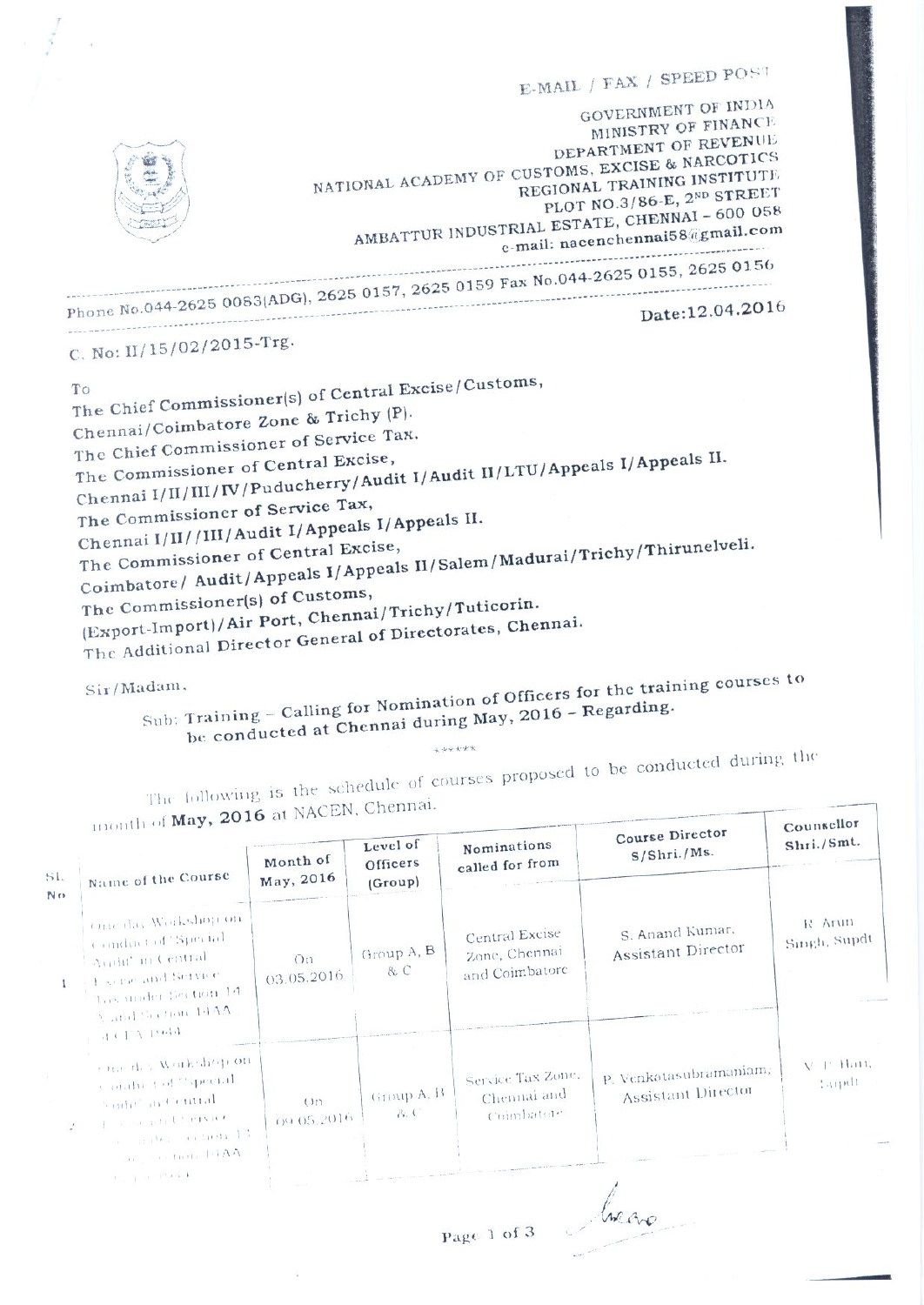E-MAIL / FAX / SPEED POST

GOVERNMENT OF INDIA
MINISTRY OF FINANCE
DEPARTMENT OF REVENUE
NATIONAL ACADEMY OF CUSTOMS, EXCISE & NARCOTICS
REGIONAL TRAINING INSTITUTE
PLOT NO.3/86-E, 2ND STREET
AMBATTUR INDUSTRIAL ESTATE, CHENNAI – 600 058
e-mail: nacenchennai58@gmail.com

Phone No.044-2625 0083(ADG), 2625 0157, 2625 0159 Fax No.044-2625 0155, 2625 0156

C. No: II/15/02/2015-Trg.

Date:12.04.2016

To
The Chief Commissioner(s) of Central Excise/Customs,
Chennai/Coimbatore Zone & Trichy (P).
The Chief Commissioner of Service Tax.
The Commissioner of Central Excise,
Chennai I/II/III/IV/Puducherry/Audit I/Audit II/LTU/Appeals I/Appeals II.
The Commissioner of Service Tax,
Chennai I/II//III/Audit I/Appeals I/Appeals II.
The Commissioner of Central Excise,
Coimbatore/ Audit/Appeals I/Appeals II/Salem/Madurai/Trichy/Thirunelveli.
The Commissioner(s) of Customs,
(Export-Import)/Air Port, Chennai/Trichy/Tuticorin.
The Additional Director General of Directorates, Chennai.

Sir/Madam,

**Sub: Training – Calling for Nomination of Officers for the training courses to be conducted at Chennai during May, 2016 – Regarding.**

\*\*\*\*\*\*

The following is the schedule of courses proposed to be conducted during the month of **May, 2016** at NACEN, Chennai.

| Sl. No | Name of the Course | Month of May, 2016 | Level of Officers (Group) | Nominations called for from | Course Director S/Shri./Ms. | Counsellor Shri./Smt. |
|---|---|---|---|---|---|---|
| 1 | One day Workshop on Conduct of 'Special Audit' in Central Excise and Service Tax under Section 14 A and Section 14AA of CEA 1944 | On 03.05.2016 | Group A, B & C | Central Excise Zone, Chennai and Coimbatore | S. Anand Kumar, Assistant Director | R. Arun Singh, Supdt |
| 2 | One day Workshop on Conduct of 'Special Audit' in Central Excise and Service Tax under Section 14 A and Section 14AA of CEA 1944 | On 09.05.2016 | Group A, B & C | Service Tax Zone, Chennai and Coimbatore | P. Venkatasubramaniam, Assistant Director | V. P. Hari, Supdt |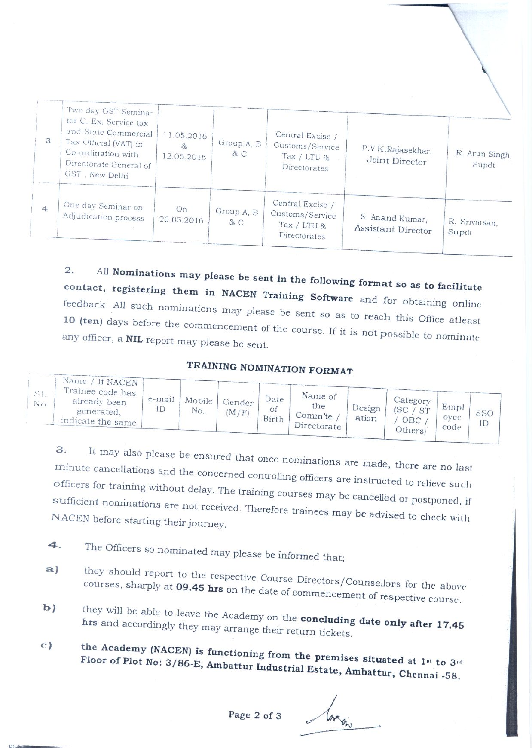| 3 | Two day GST Seminar for C. Ex, Service tax and State Commercial Tax Official (VAT) in Co-ordination with Directorate General of GST , New Delhi | 11.05.2016 & 12.05.2016 | Group A, B & C | Central Excise / Customs/Service Tax / LTU & Directorates | P.V.K.Rajasekhar, Joint Director | R. Arun Singh, Supdt |
|---|---|---|---|---|---|---|
| 4 | One day Seminar on Adjudication process | On 20.05.2016 | Group A, B & C | Central Excise / Customs/Service Tax / LTU & Directorates | S. Anand Kumar, Assistant Director | R. Srivatsan, Supdt |

2. All **Nominations may please be sent in the following format so as to facilitate contact, registering them in NACEN Training Software** and for obtaining online feedback. All such nominations may please be sent so as to reach this Office atleast **10 (ten)** days before the commencement of the course. If it is not possible to nominate any officer, a **NIL** report may please be sent.

**TRAINING NOMINATION FORMAT**

| Sl. No | Name / If NACEN Trainee code has already been generated, indicate the same | e-mail ID | Mobile No. | Gender (M/F) | Date of Birth | Name of the Comm'te / Directorate | Designation | Category (SC / ST / OBC / Others) | Employee code | SSO ID |
|---|---|---|---|---|---|---|---|---|---|---|

3. It may also please be ensured that once nominations are made, there are no last minute cancellations and the concerned controlling officers are instructed to relieve such officers for training without delay. The training courses may be cancelled or postponed, if sufficient nominations are not received. Therefore trainees may be advised to check with NACEN before starting their journey.

4. The Officers so nominated may please be informed that;

a) they should report to the respective Course Directors/Counsellors for the above courses, sharply at **09.45 hrs** on the date of commencement of respective course.

b) they will be able to leave the Academy on the **concluding date only after 17.45 hrs** and accordingly they may arrange their return tickets.

c) **the Academy (NACEN) is functioning from the premises situated at 1st to 3rd Floor of Plot No: 3/86-E, Ambattur Industrial Estate, Ambattur, Chennai -58.**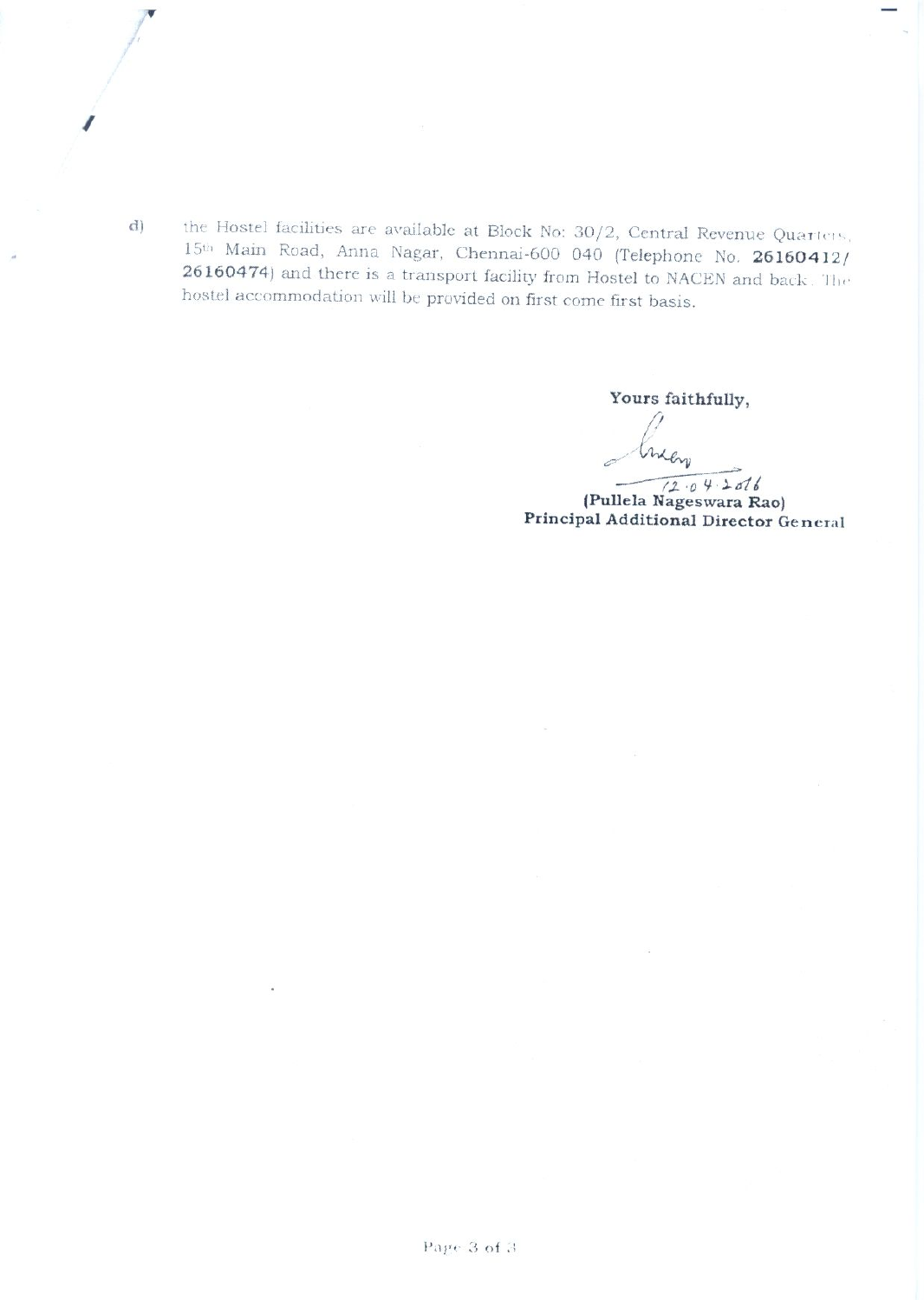d) the Hostel facilities are available at Block No: 30/2, Central Revenue Quarters, 15th Main Road, Anna Nagar, Chennai-600 040 (Telephone No. **26160412/ 26160474**) and there is a transport facility from Hostel to NACEN and back. The hostel accommodation will be provided on first come first basis.

**Yours faithfully,**

12.04.2016

**(Pullela Nageswara Rao)**
**Principal Additional Director General**